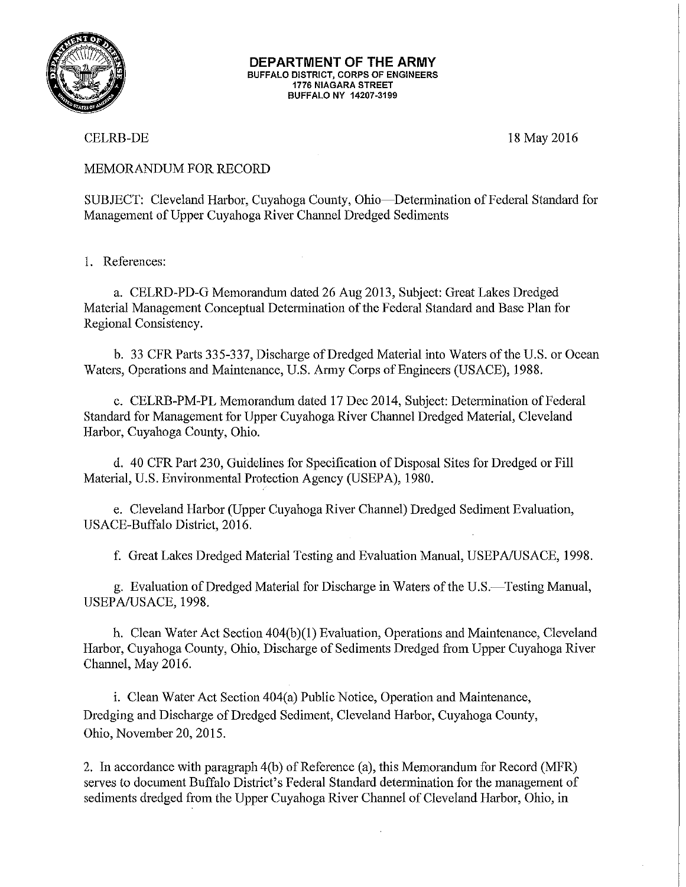**DEPARTMENT OF THE ARMY**
BUFFALO DISTRICT, CORPS OF ENGINEERS
1776 NIAGARA STREET
BUFFALO NY 14207-3199

CELRB-DE

18 May 2016

MEMORANDUM FOR RECORD

SUBJECT: Cleveland Harbor, Cuyahoga County, Ohio—Determination of Federal Standard for Management of Upper Cuyahoga River Channel Dredged Sediments

1. References:

a. CELRD-PD-G Memorandum dated 26 Aug 2013, Subject: Great Lakes Dredged Material Management Conceptual Determination of the Federal Standard and Base Plan for Regional Consistency.

b. 33 CFR Parts 335-337, Discharge of Dredged Material into Waters of the U.S. or Ocean Waters, Operations and Maintenance, U.S. Army Corps of Engineers (USACE), 1988.

c. CELRB-PM-PL Memorandum dated 17 Dec 2014, Subject: Determination of Federal Standard for Management for Upper Cuyahoga River Channel Dredged Material, Cleveland Harbor, Cuyahoga County, Ohio.

d. 40 CFR Part 230, Guidelines for Specification of Disposal Sites for Dredged or Fill Material, U.S. Environmental Protection Agency (USEPA), 1980.

e. Cleveland Harbor (Upper Cuyahoga River Channel) Dredged Sediment Evaluation, USACE-Buffalo District, 2016.

f. Great Lakes Dredged Material Testing and Evaluation Manual, USEPA/USACE, 1998.

g. Evaluation of Dredged Material for Discharge in Waters of the U.S.—Testing Manual, USEPA/USACE, 1998.

h. Clean Water Act Section 404(b)(1) Evaluation, Operations and Maintenance, Cleveland Harbor, Cuyahoga County, Ohio, Discharge of Sediments Dredged from Upper Cuyahoga River Channel, May 2016.

i. Clean Water Act Section 404(a) Public Notice, Operation and Maintenance, Dredging and Discharge of Dredged Sediment, Cleveland Harbor, Cuyahoga County, Ohio, November 20, 2015.

2. In accordance with paragraph 4(b) of Reference (a), this Memorandum for Record (MFR) serves to document Buffalo District's Federal Standard determination for the management of sediments dredged from the Upper Cuyahoga River Channel of Cleveland Harbor, Ohio, in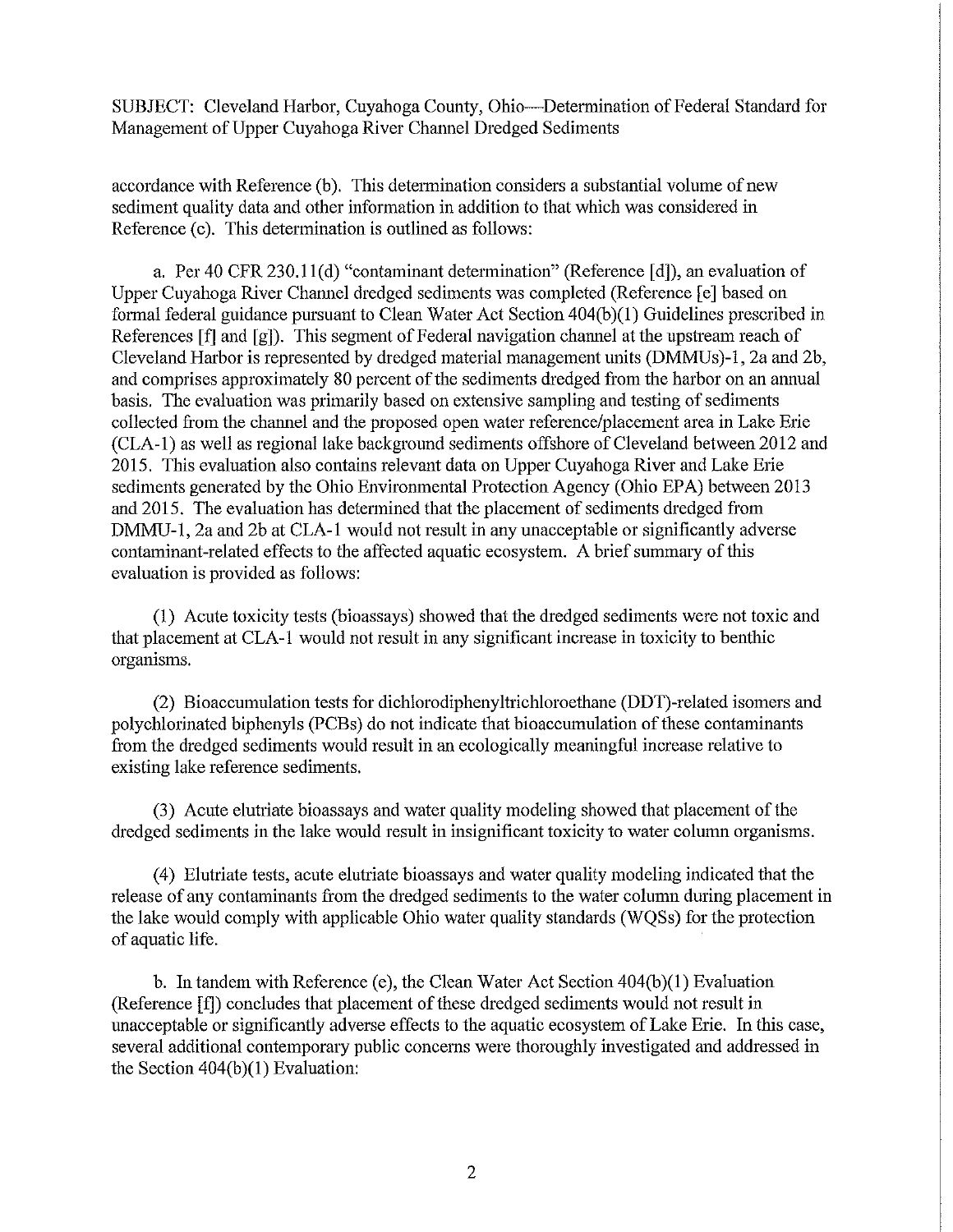SUBJECT: Cleveland Harbor, Cuyahoga County, Ohio—Determination of Federal Standard for Management of Upper Cuyahoga River Channel Dredged Sediments

accordance with Reference (b). This determination considers a substantial volume of new sediment quality data and other information in addition to that which was considered in Reference (c). This determination is outlined as follows:

a. Per 40 CFR 230.11(d) "contaminant determination" (Reference [d]), an evaluation of Upper Cuyahoga River Channel dredged sediments was completed (Reference [e] based on formal federal guidance pursuant to Clean Water Act Section 404(b)(1) Guidelines prescribed in References [f] and [g]). This segment of Federal navigation channel at the upstream reach of Cleveland Harbor is represented by dredged material management units (DMMUs)-1, 2a and 2b, and comprises approximately 80 percent of the sediments dredged from the harbor on an annual basis. The evaluation was primarily based on extensive sampling and testing of sediments collected from the channel and the proposed open water reference/placement area in Lake Erie (CLA-1) as well as regional lake background sediments offshore of Cleveland between 2012 and 2015. This evaluation also contains relevant data on Upper Cuyahoga River and Lake Erie sediments generated by the Ohio Environmental Protection Agency (Ohio EPA) between 2013 and 2015. The evaluation has determined that the placement of sediments dredged from DMMU-1, 2a and 2b at CLA-1 would not result in any unacceptable or significantly adverse contaminant-related effects to the affected aquatic ecosystem. A brief summary of this evaluation is provided as follows:

(1) Acute toxicity tests (bioassays) showed that the dredged sediments were not toxic and that placement at CLA-1 would not result in any significant increase in toxicity to benthic organisms.

(2) Bioaccumulation tests for dichlorodiphenyltrichloroethane (DDT)-related isomers and polychlorinated biphenyls (PCBs) do not indicate that bioaccumulation of these contaminants from the dredged sediments would result in an ecologically meaningful increase relative to existing lake reference sediments.

(3) Acute elutriate bioassays and water quality modeling showed that placement of the dredged sediments in the lake would result in insignificant toxicity to water column organisms.

(4) Elutriate tests, acute elutriate bioassays and water quality modeling indicated that the release of any contaminants from the dredged sediments to the water column during placement in the lake would comply with applicable Ohio water quality standards (WQSs) for the protection of aquatic life.

b. In tandem with Reference (e), the Clean Water Act Section 404(b)(1) Evaluation (Reference [f]) concludes that placement of these dredged sediments would not result in unacceptable or significantly adverse effects to the aquatic ecosystem of Lake Erie. In this case, several additional contemporary public concerns were thoroughly investigated and addressed in the Section 404(b)(1) Evaluation: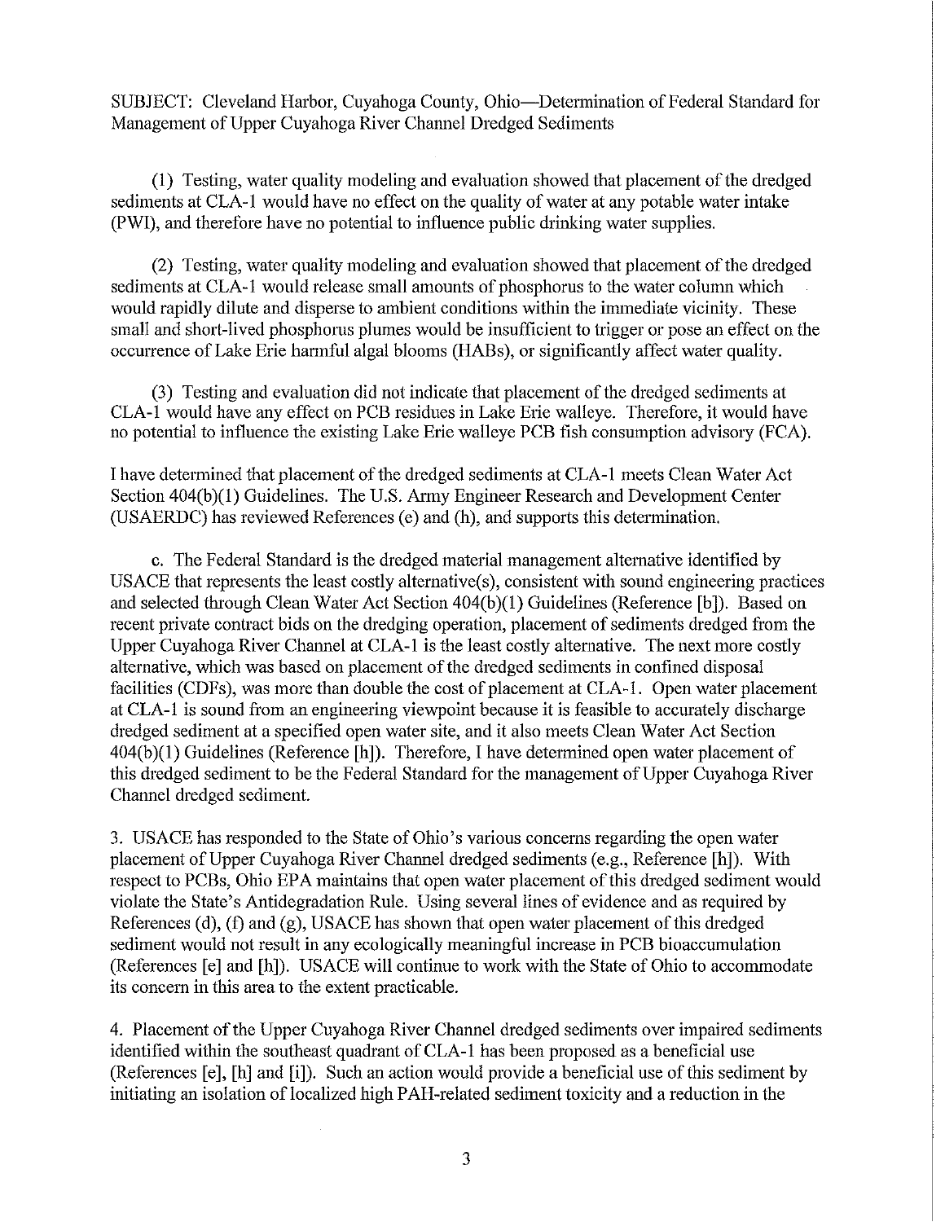SUBJECT: Cleveland Harbor, Cuyahoga County, Ohio—Determination of Federal Standard for Management of Upper Cuyahoga River Channel Dredged Sediments

(1) Testing, water quality modeling and evaluation showed that placement of the dredged sediments at CLA-1 would have no effect on the quality of water at any potable water intake (PWI), and therefore have no potential to influence public drinking water supplies.

(2) Testing, water quality modeling and evaluation showed that placement of the dredged sediments at CLA-1 would release small amounts of phosphorus to the water column which would rapidly dilute and disperse to ambient conditions within the immediate vicinity. These small and short-lived phosphorus plumes would be insufficient to trigger or pose an effect on the occurrence of Lake Erie harmful algal blooms (HABs), or significantly affect water quality.

(3) Testing and evaluation did not indicate that placement of the dredged sediments at CLA-1 would have any effect on PCB residues in Lake Erie walleye. Therefore, it would have no potential to influence the existing Lake Erie walleye PCB fish consumption advisory (FCA).

I have determined that placement of the dredged sediments at CLA-1 meets Clean Water Act Section 404(b)(1) Guidelines. The U.S. Army Engineer Research and Development Center (USAERDC) has reviewed References (e) and (h), and supports this determination.

c. The Federal Standard is the dredged material management alternative identified by USACE that represents the least costly alternative(s), consistent with sound engineering practices and selected through Clean Water Act Section 404(b)(1) Guidelines (Reference [b]). Based on recent private contract bids on the dredging operation, placement of sediments dredged from the Upper Cuyahoga River Channel at CLA-1 is the least costly alternative. The next more costly alternative, which was based on placement of the dredged sediments in confined disposal facilities (CDFs), was more than double the cost of placement at CLA-1. Open water placement at CLA-1 is sound from an engineering viewpoint because it is feasible to accurately discharge dredged sediment at a specified open water site, and it also meets Clean Water Act Section 404(b)(1) Guidelines (Reference [h]). Therefore, I have determined open water placement of this dredged sediment to be the Federal Standard for the management of Upper Cuyahoga River Channel dredged sediment.

3. USACE has responded to the State of Ohio's various concerns regarding the open water placement of Upper Cuyahoga River Channel dredged sediments (e.g., Reference [h]). With respect to PCBs, Ohio EPA maintains that open water placement of this dredged sediment would violate the State's Antidegradation Rule. Using several lines of evidence and as required by References (d), (f) and (g), USACE has shown that open water placement of this dredged sediment would not result in any ecologically meaningful increase in PCB bioaccumulation (References [e] and [h]). USACE will continue to work with the State of Ohio to accommodate its concern in this area to the extent practicable.

4. Placement of the Upper Cuyahoga River Channel dredged sediments over impaired sediments identified within the southeast quadrant of CLA-1 has been proposed as a beneficial use (References [e], [h] and [i]). Such an action would provide a beneficial use of this sediment by initiating an isolation of localized high PAH-related sediment toxicity and a reduction in the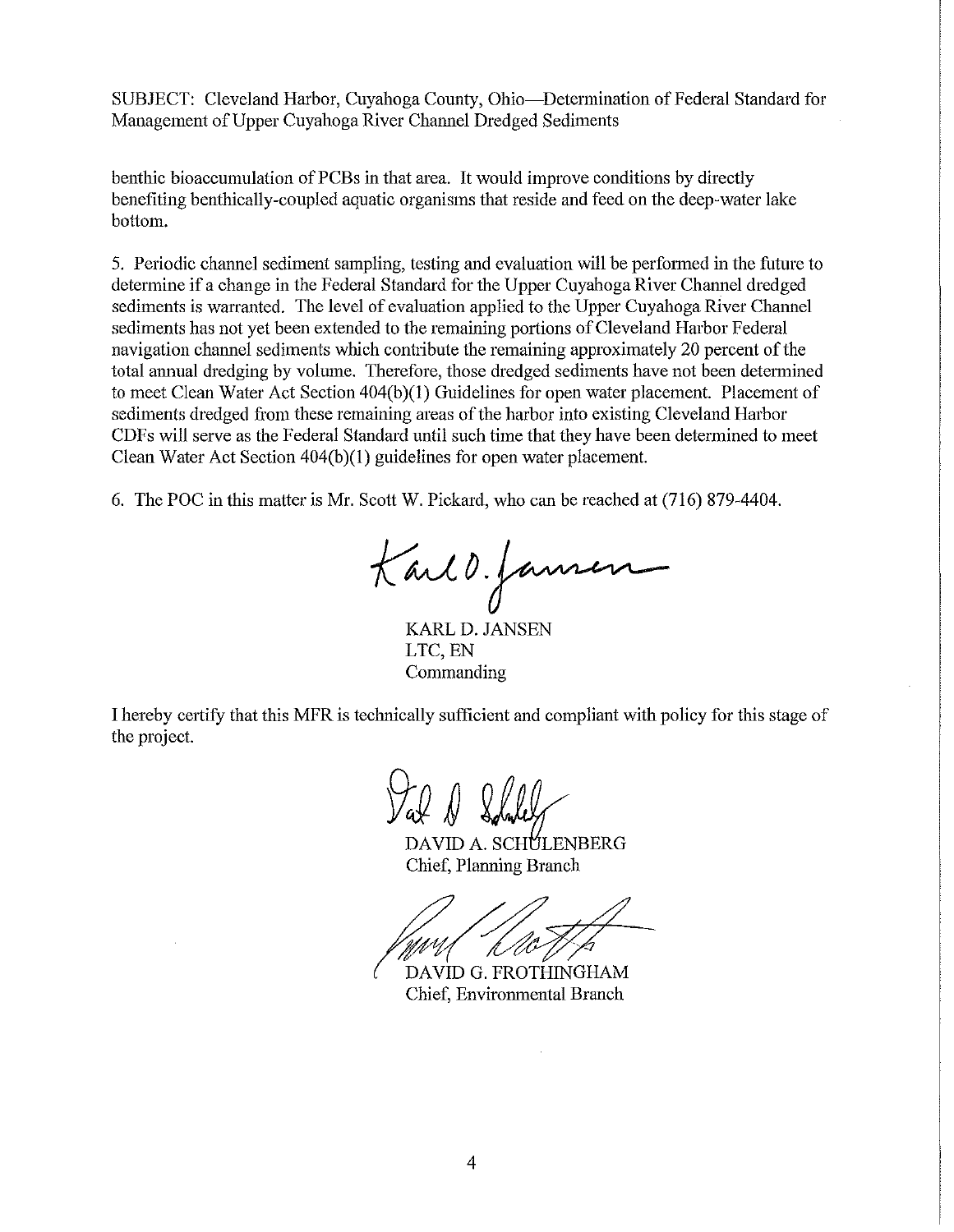SUBJECT: Cleveland Harbor, Cuyahoga County, Ohio—Determination of Federal Standard for Management of Upper Cuyahoga River Channel Dredged Sediments

benthic bioaccumulation of PCBs in that area. It would improve conditions by directly benefiting benthically-coupled aquatic organisms that reside and feed on the deep-water lake bottom.

5. Periodic channel sediment sampling, testing and evaluation will be performed in the future to determine if a change in the Federal Standard for the Upper Cuyahoga River Channel dredged sediments is warranted. The level of evaluation applied to the Upper Cuyahoga River Channel sediments has not yet been extended to the remaining portions of Cleveland Harbor Federal navigation channel sediments which contribute the remaining approximately 20 percent of the total annual dredging by volume. Therefore, those dredged sediments have not been determined to meet Clean Water Act Section 404(b)(1) Guidelines for open water placement. Placement of sediments dredged from these remaining areas of the harbor into existing Cleveland Harbor CDFs will serve as the Federal Standard until such time that they have been determined to meet Clean Water Act Section 404(b)(1) guidelines for open water placement.

6. The POC in this matter is Mr. Scott W. Pickard, who can be reached at (716) 879-4404.

KARL D. JANSEN
LTC, EN
Commanding

I hereby certify that this MFR is technically sufficient and compliant with policy for this stage of the project.

DAVID A. SCHULENBERG
Chief, Planning Branch

DAVID G. FROTHINGHAM
Chief, Environmental Branch